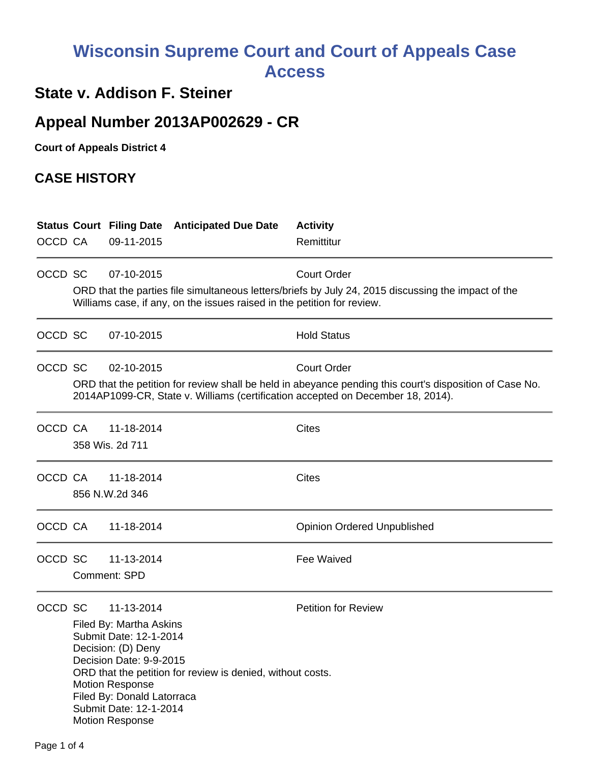# Wisconsin Supreme Court and Court of Appeals Case Access

## State v. Addison F. Steiner

## Appeal Number 2013AP002629 - CR

**Court of Appeals District 4**

## CASE HISTORY

| Status | Court | Filing Date | Anticipated Due Date | Activity |
|---|---|---|---|---|
| OCCD | CA | 09-11-2015 | | Remittitur |
| OCCD | SC | 07-10-2015 | | Court Order |

ORD that the parties file simultaneous letters/briefs by July 24, 2015 discussing the impact of the Williams case, if any, on the issues raised in the petition for review.

| Status | Court | Filing Date | Anticipated Due Date | Activity |
|---|---|---|---|---|
| OCCD | SC | 07-10-2015 | | Hold Status |
| OCCD | SC | 02-10-2015 | | Court Order |

ORD that the petition for review shall be held in abeyance pending this court's disposition of Case No. 2014AP1099-CR, State v. Williams (certification accepted on December 18, 2014).

| Status | Court | Filing Date | Anticipated Due Date | Activity |
|---|---|---|---|---|
| OCCD | CA | 11-18-2014 | | Cites |

358 Wis. 2d 711

| Status | Court | Filing Date | Anticipated Due Date | Activity |
|---|---|---|---|---|
| OCCD | CA | 11-18-2014 | | Cites |

856 N.W.2d 346

| Status | Court | Filing Date | Anticipated Due Date | Activity |
|---|---|---|---|---|
| OCCD | CA | 11-18-2014 | | Opinion Ordered Unpublished |
| OCCD | SC | 11-13-2014 | | Fee Waived |

Comment: SPD

| Status | Court | Filing Date | Anticipated Due Date | Activity |
|---|---|---|---|---|
| OCCD | SC | 11-13-2014 | | Petition for Review |

Filed By: Martha Askins
Submit Date: 12-1-2014
Decision: (D) Deny
Decision Date: 9-9-2015
ORD that the petition for review is denied, without costs.
Motion Response
Filed By: Donald Latorraca
Submit Date: 12-1-2014
Motion Response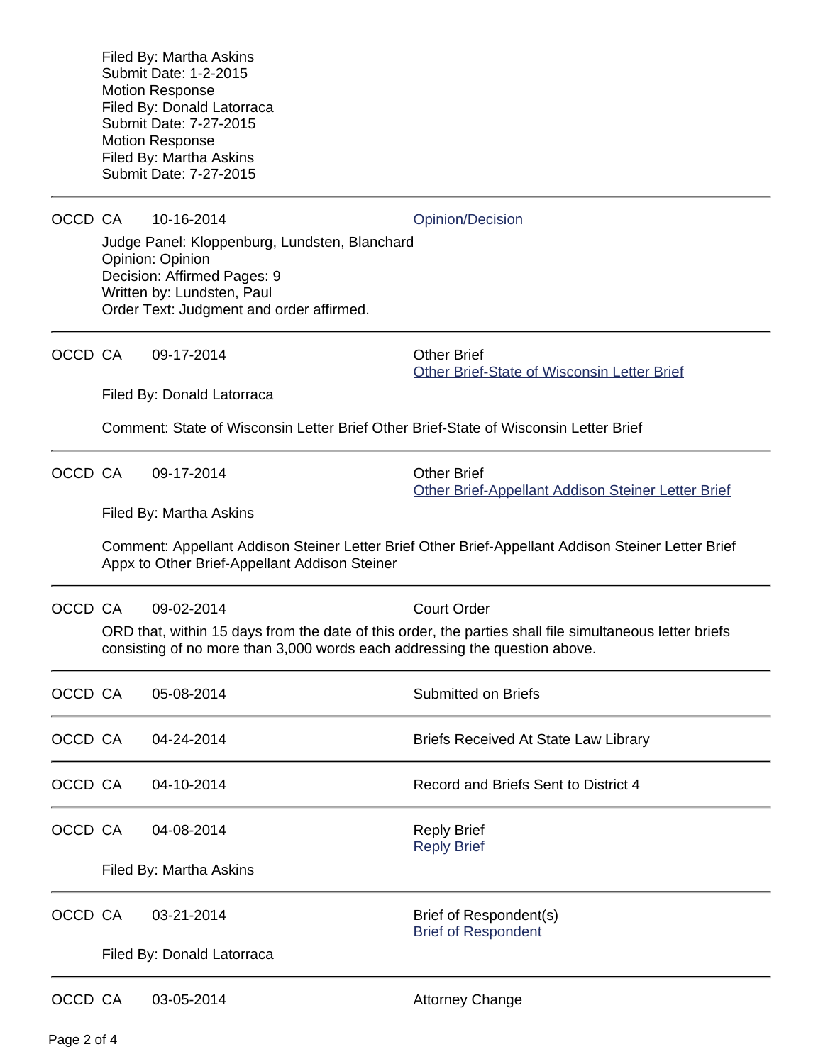Filed By: Martha Askins
Submit Date: 1-2-2015
Motion Response
Filed By: Donald Latorraca
Submit Date: 7-27-2015
Motion Response
Filed By: Martha Askins
Submit Date: 7-27-2015

---

OCCD CA 10-16-2014 Opinion/Decision

Judge Panel: Kloppenburg, Lundsten, Blanchard
Opinion: Opinion
Decision: Affirmed Pages: 9
Written by: Lundsten, Paul
Order Text: Judgment and order affirmed.

---

OCCD CA 09-17-2014 Other Brief
Other Brief-State of Wisconsin Letter Brief

Filed By: Donald Latorraca

Comment: State of Wisconsin Letter Brief Other Brief-State of Wisconsin Letter Brief

---

OCCD CA 09-17-2014 Other Brief
Other Brief-Appellant Addison Steiner Letter Brief

Filed By: Martha Askins

Comment: Appellant Addison Steiner Letter Brief Other Brief-Appellant Addison Steiner Letter Brief Appx to Other Brief-Appellant Addison Steiner

---

OCCD CA 09-02-2014 Court Order

ORD that, within 15 days from the date of this order, the parties shall file simultaneous letter briefs consisting of no more than 3,000 words each addressing the question above.

---

OCCD CA 05-08-2014 Submitted on Briefs

---

OCCD CA 04-24-2014 Briefs Received At State Law Library

---

OCCD CA 04-10-2014 Record and Briefs Sent to District 4

---

OCCD CA 04-08-2014 Reply Brief
Reply Brief

Filed By: Martha Askins

---

OCCD CA 03-21-2014 Brief of Respondent(s)
Brief of Respondent

Filed By: Donald Latorraca

---

OCCD CA 03-05-2014 Attorney Change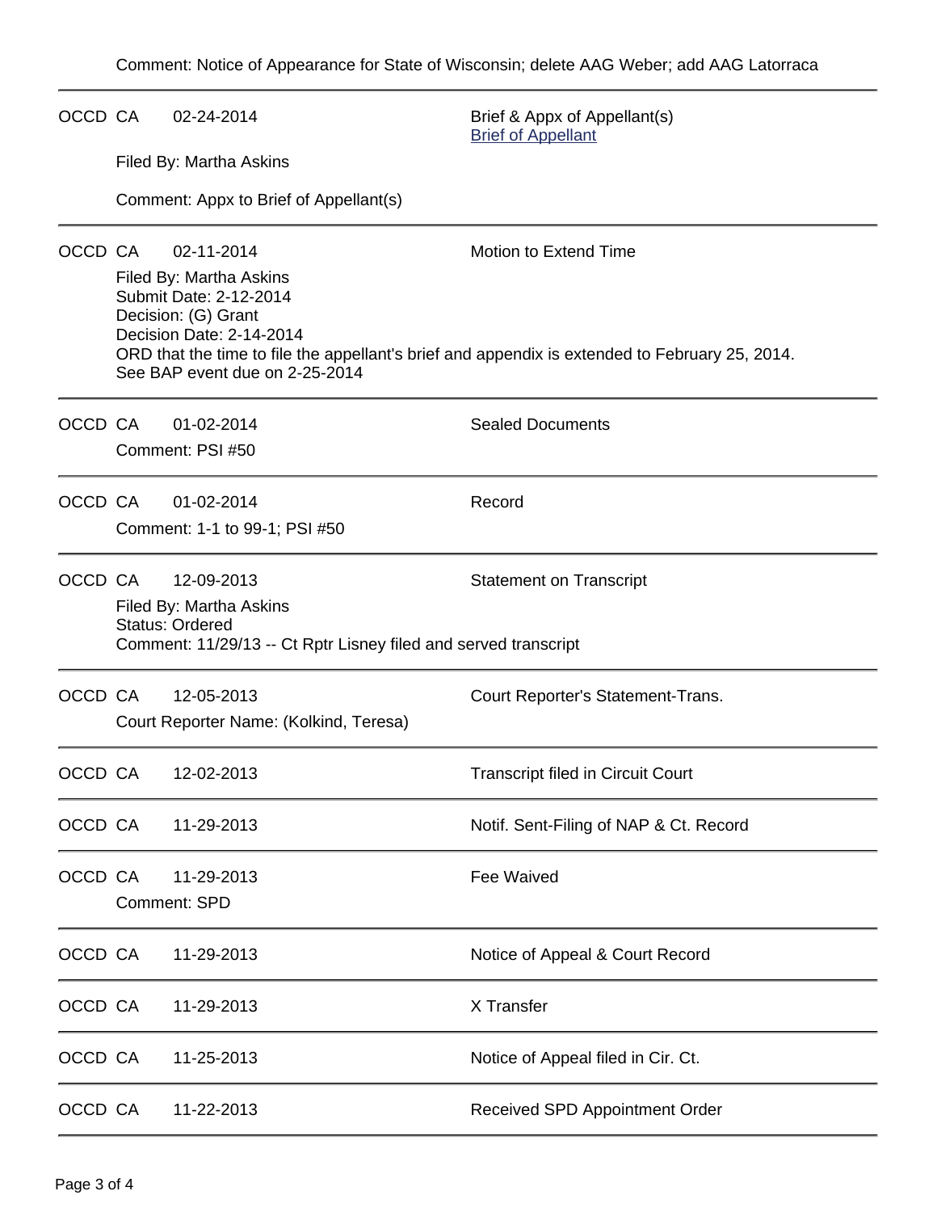Comment: Notice of Appearance for State of Wisconsin; delete AAG Weber; add AAG Latorraca

---

OCCD CA 02-24-2014 Brief & Appx of Appellant(s)
Brief of Appellant

Filed By: Martha Askins

Comment: Appx to Brief of Appellant(s)

---

OCCD CA 02-11-2014 Motion to Extend Time

Filed By: Martha Askins
Submit Date: 2-12-2014
Decision: (G) Grant
Decision Date: 2-14-2014
ORD that the time to file the appellant's brief and appendix is extended to February 25, 2014.
See BAP event due on 2-25-2014

---

OCCD CA 01-02-2014 Sealed Documents

Comment: PSI #50

---

OCCD CA 01-02-2014 Record

Comment: 1-1 to 99-1; PSI #50

---

OCCD CA 12-09-2013 Statement on Transcript

Filed By: Martha Askins
Status: Ordered
Comment: 11/29/13 -- Ct Rptr Lisney filed and served transcript

---

OCCD CA 12-05-2013 Court Reporter's Statement-Trans.

Court Reporter Name: (Kolkind, Teresa)

---

OCCD CA 12-02-2013 Transcript filed in Circuit Court

---

OCCD CA 11-29-2013 Notif. Sent-Filing of NAP & Ct. Record

---

OCCD CA 11-29-2013 Fee Waived

Comment: SPD

---

OCCD CA 11-29-2013 Notice of Appeal & Court Record

---

OCCD CA 11-29-2013 X Transfer

---

OCCD CA 11-25-2013 Notice of Appeal filed in Cir. Ct.

---

OCCD CA 11-22-2013 Received SPD Appointment Order

---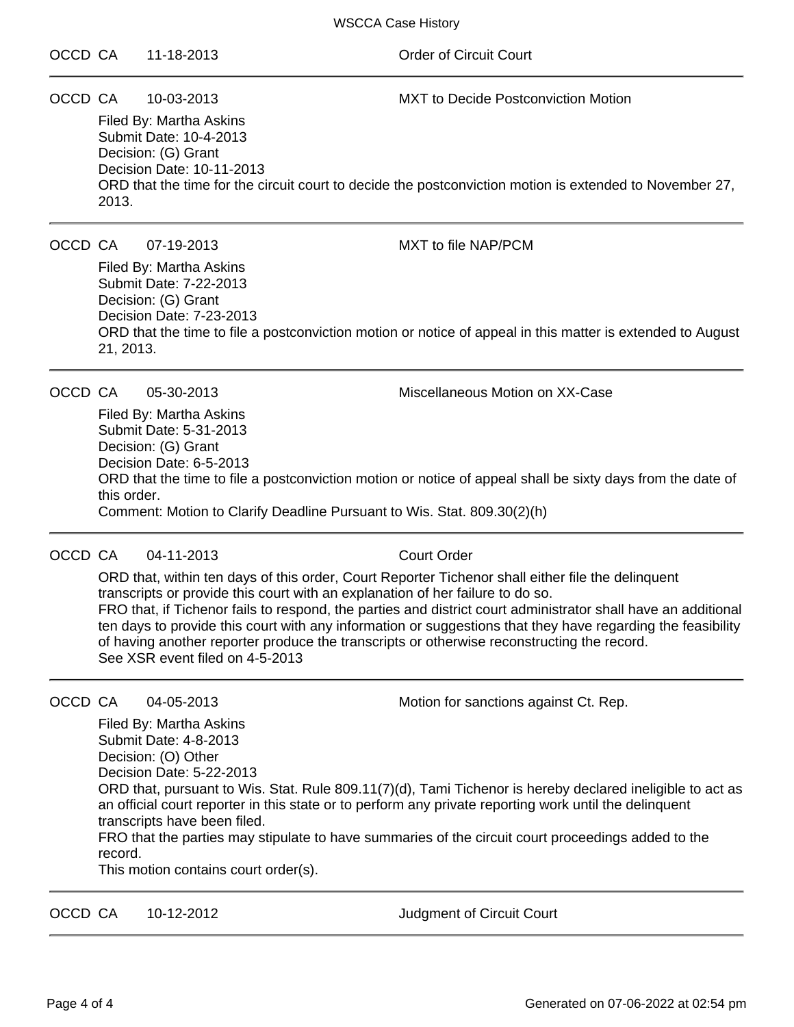OCCD CA 11-18-2013 Order of Circuit Court

---

OCCD CA 10-03-2013 MXT to Decide Postconviction Motion

Filed By: Martha Askins
Submit Date: 10-4-2013
Decision: (G) Grant
Decision Date: 10-11-2013
ORD that the time for the circuit court to decide the postconviction motion is extended to November 27, 2013.

---

OCCD CA 07-19-2013 MXT to file NAP/PCM

Filed By: Martha Askins
Submit Date: 7-22-2013
Decision: (G) Grant
Decision Date: 7-23-2013
ORD that the time to file a postconviction motion or notice of appeal in this matter is extended to August 21, 2013.

---

OCCD CA 05-30-2013 Miscellaneous Motion on XX-Case

Filed By: Martha Askins
Submit Date: 5-31-2013
Decision: (G) Grant
Decision Date: 6-5-2013
ORD that the time to file a postconviction motion or notice of appeal shall be sixty days from the date of this order.
Comment: Motion to Clarify Deadline Pursuant to Wis. Stat. 809.30(2)(h)

---

OCCD CA 04-11-2013 Court Order

ORD that, within ten days of this order, Court Reporter Tichenor shall either file the delinquent transcripts or provide this court with an explanation of her failure to do so.
FRO that, if Tichenor fails to respond, the parties and district court administrator shall have an additional ten days to provide this court with any information or suggestions that they have regarding the feasibility of having another reporter produce the transcripts or otherwise reconstructing the record.
See XSR event filed on 4-5-2013

---

OCCD CA 04-05-2013 Motion for sanctions against Ct. Rep.

Filed By: Martha Askins
Submit Date: 4-8-2013
Decision: (O) Other
Decision Date: 5-22-2013
ORD that, pursuant to Wis. Stat. Rule 809.11(7)(d), Tami Tichenor is hereby declared ineligible to act as an official court reporter in this state or to perform any private reporting work until the delinquent transcripts have been filed.
FRO that the parties may stipulate to have summaries of the circuit court proceedings added to the record.
This motion contains court order(s).

---

OCCD CA 10-12-2012 Judgment of Circuit Court